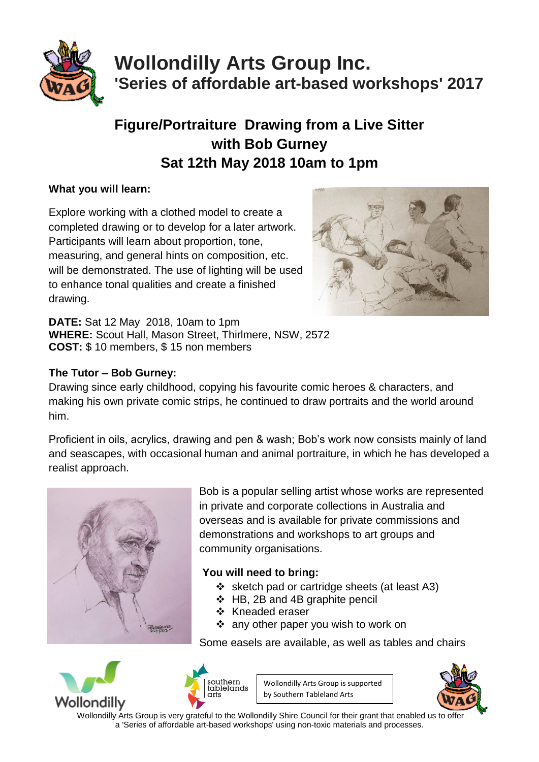# Wollondilly Arts Group Inc.

## 'Series of affordable art-based workshops' 2017

## Figure/Portraiture Drawing from a Live Sitter with Bob Gurney Sat 12th May 2018 10am to 1pm

**What you will learn:**

Explore working with a clothed model to create a completed drawing or to develop for a later artwork. Participants will learn about proportion, tone, measuring, and general hints on composition, etc. will be demonstrated. The use of lighting will be used to enhance tonal qualities and create a finished drawing.

**DATE:** Sat 12 May 2018, 10am to 1pm
**WHERE:** Scout Hall, Mason Street, Thirlmere, NSW, 2572
**COST:** $ 10 members, $ 15 non members

**The Tutor – Bob Gurney:**

Drawing since early childhood, copying his favourite comic heroes & characters, and making his own private comic strips, he continued to draw portraits and the world around him.

Proficient in oils, acrylics, drawing and pen & wash; Bob's work now consists mainly of land and seascapes, with occasional human and animal portraiture, in which he has developed a realist approach.

Bob is a popular selling artist whose works are represented in private and corporate collections in Australia and overseas and is available for private commissions and demonstrations and workshops to art groups and community organisations.

**You will need to bring:**

- sketch pad or cartridge sheets (at least A3)
- HB, 2B and 4B graphite pencil
- Kneaded eraser
- any other paper you wish to work on

Some easels are available, as well as tables and chairs

Wollondilly Arts Group is supported by Southern Tableland Arts

Wollondilly Arts Group is very grateful to the Wollondilly Shire Council for their grant that enabled us to offer a 'Series of affordable art-based workshops' using non-toxic materials and processes.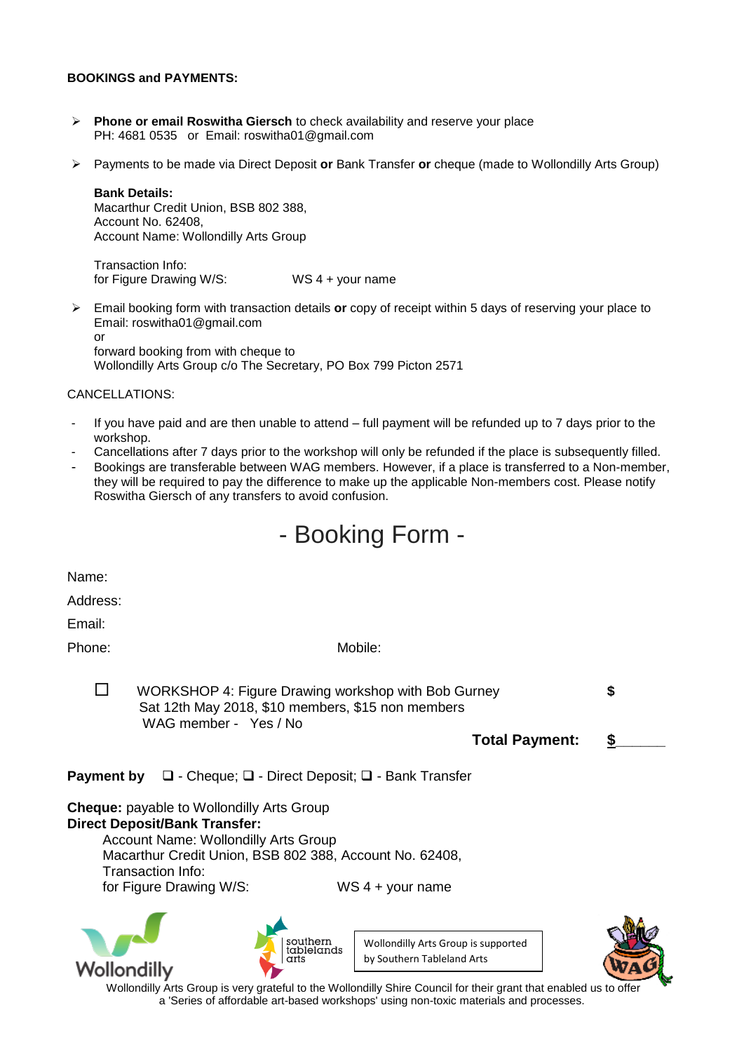**BOOKINGS and PAYMENTS:**

- **Phone or email Roswitha Giersch** to check availability and reserve your place
  PH: 4681 0535 or Email: roswitha01@gmail.com

- Payments to be made via Direct Deposit **or** Bank Transfer **or** cheque (made to Wollondilly Arts Group)

  **Bank Details:**
  Macarthur Credit Union, BSB 802 388,
  Account No. 62408,
  Account Name: Wollondilly Arts Group

  Transaction Info:
  for Figure Drawing W/S: WS 4 + your name

- Email booking form with transaction details **or** copy of receipt within 5 days of reserving your place to Email: roswitha01@gmail.com
  or
  forward booking from with cheque to
  Wollondilly Arts Group c/o The Secretary, PO Box 799 Picton 2571

CANCELLATIONS:

- If you have paid and are then unable to attend – full payment will be refunded up to 7 days prior to the workshop.
- Cancellations after 7 days prior to the workshop will only be refunded if the place is subsequently filled.
- Bookings are transferable between WAG members. However, if a place is transferred to a Non-member, they will be required to pay the difference to make up the applicable Non-members cost. Please notify Roswitha Giersch of any transfers to avoid confusion.

# - Booking Form -

Name:

Address:

Email:

Phone: Mobile:

☐ WORKSHOP 4: Figure Drawing workshop with Bob Gurney — $
Sat 12th May 2018, $10 members, $15 non members
WAG member - Yes / No

**Total Payment: $______**

**Payment by** ❑ - Cheque; ❑ - Direct Deposit; ❑ - Bank Transfer

**Cheque:** payable to Wollondilly Arts Group
**Direct Deposit/Bank Transfer:**
Account Name: Wollondilly Arts Group
Macarthur Credit Union, BSB 802 388, Account No. 62408,
Transaction Info:
for Figure Drawing W/S: WS 4 + your name

Wollondilly

southern tablelands arts

Wollondilly Arts Group is supported by Southern Tableland Arts

WAG

Wollondilly Arts Group is very grateful to the Wollondilly Shire Council for their grant that enabled us to offer a 'Series of affordable art-based workshops' using non-toxic materials and processes.